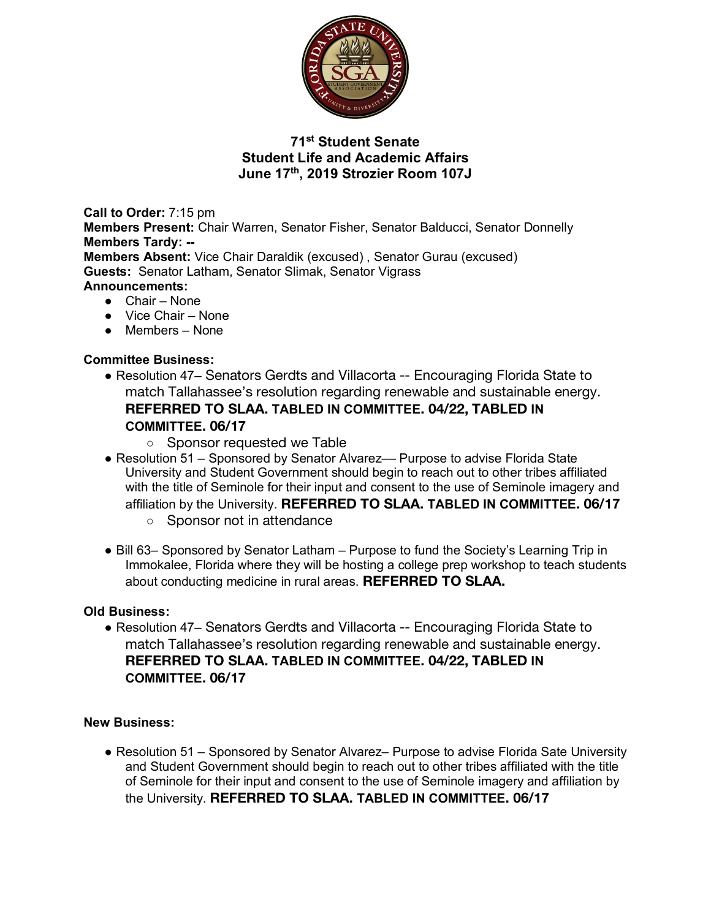# 71st Student Senate
## Student Life and Academic Affairs
## June 17th, 2019 Strozier Room 107J

**Call to Order:** 7:15 pm
**Members Present:** Chair Warren, Senator Fisher, Senator Balducci, Senator Donnelly
**Members Tardy:** --
**Members Absent:** Vice Chair Daraldik (excused) , Senator Gurau (excused)
**Guests:** Senator Latham, Senator Slimak, Senator Vigrass
**Announcements:**

- Chair – None
- Vice Chair – None
- Members – None

**Committee Business:**

- Resolution 47– Senators Gerdts and Villacorta -- Encouraging Florida State to match Tallahassee's resolution regarding renewable and sustainable energy. **REFERRED TO SLAA. TABLED IN COMMITTEE. 04/22, TABLED IN COMMITTEE. 06/17**
  - Sponsor requested we Table
- Resolution 51 – Sponsored by Senator Alvarez–– Purpose to advise Florida State University and Student Government should begin to reach out to other tribes affiliated with the title of Seminole for their input and consent to the use of Seminole imagery and affiliation by the University. **REFERRED TO SLAA. TABLED IN COMMITTEE. 06/17**
  - Sponsor not in attendance
- Bill 63– Sponsored by Senator Latham – Purpose to fund the Society's Learning Trip in Immokalee, Florida where they will be hosting a college prep workshop to teach students about conducting medicine in rural areas. **REFERRED TO SLAA.**

**Old Business:**

- Resolution 47– Senators Gerdts and Villacorta -- Encouraging Florida State to match Tallahassee's resolution regarding renewable and sustainable energy. **REFERRED TO SLAA. TABLED IN COMMITTEE. 04/22, TABLED IN COMMITTEE. 06/17**

**New Business:**

- Resolution 51 – Sponsored by Senator Alvarez– Purpose to advise Florida Sate University and Student Government should begin to reach out to other tribes affiliated with the title of Seminole for their input and consent to the use of Seminole imagery and affiliation by the University. **REFERRED TO SLAA. TABLED IN COMMITTEE. 06/17**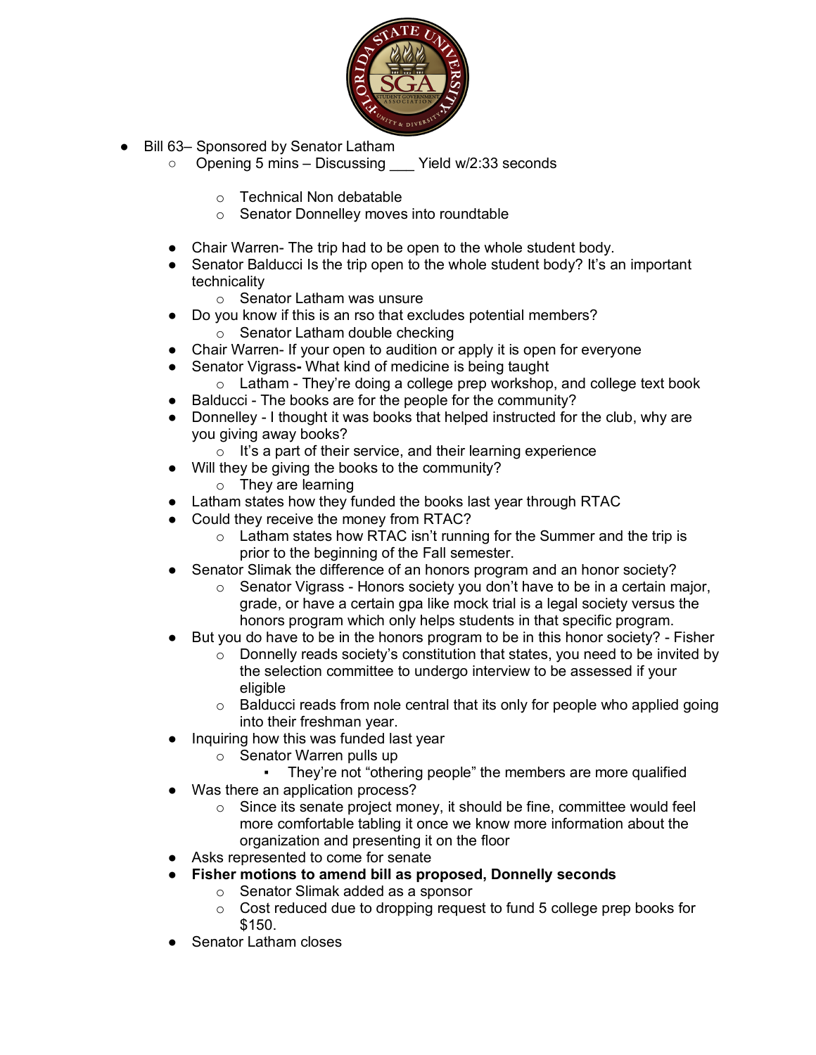- Bill 63– Sponsored by Senator Latham
  - Opening 5 mins – Discussing ___ Yield w/2:33 seconds

    - Technical Non debatable
    - Senator Donnelley moves into roundtable

- Chair Warren- The trip had to be open to the whole student body.
- Senator Balducci Is the trip open to the whole student body? It's an important technicality
  - Senator Latham was unsure
- Do you know if this is an rso that excludes potential members?
  - Senator Latham double checking
- Chair Warren- If your open to audition or apply it is open for everyone
- Senator Vigrass**-** What kind of medicine is being taught
  - Latham - They're doing a college prep workshop, and college text book
- Balducci - The books are for the people for the community?
- Donnelley - I thought it was books that helped instructed for the club, why are you giving away books?
  - It's a part of their service, and their learning experience
- Will they be giving the books to the community?
  - They are learning
- Latham states how they funded the books last year through RTAC
- Could they receive the money from RTAC?
  - Latham states how RTAC isn't running for the Summer and the trip is prior to the beginning of the Fall semester.
- Senator Slimak the difference of an honors program and an honor society?
  - Senator Vigrass - Honors society you don't have to be in a certain major, grade, or have a certain gpa like mock trial is a legal society versus the honors program which only helps students in that specific program.
- But you do have to be in the honors program to be in this honor society? - Fisher
  - Donnelly reads society's constitution that states, you need to be invited by the selection committee to undergo interview to be assessed if your eligible
  - Balducci reads from nole central that its only for people who applied going into their freshman year.
- Inquiring how this was funded last year
  - Senator Warren pulls up
    - They're not "othering people" the members are more qualified
- Was there an application process?
  - Since its senate project money, it should be fine, committee would feel more comfortable tabling it once we know more information about the organization and presenting it on the floor
- Asks represented to come for senate
- **Fisher motions to amend bill as proposed, Donnelly seconds**
  - Senator Slimak added as a sponsor
  - Cost reduced due to dropping request to fund 5 college prep books for $150.
- Senator Latham closes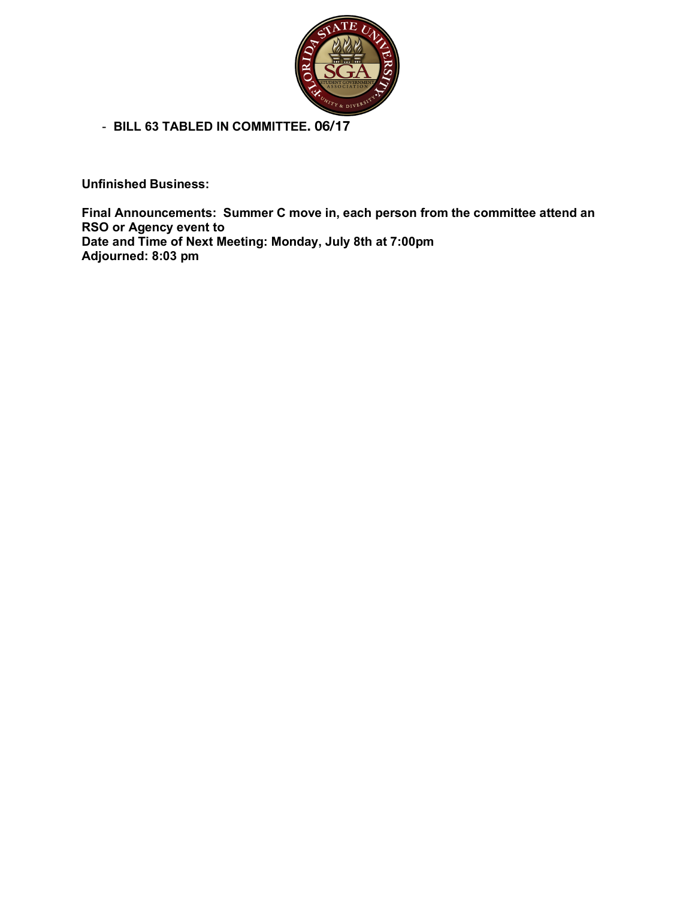- **BILL 63 TABLED IN COMMITTEE. 06/17**

**Unfinished Business:**

**Final Announcements: Summer C move in, each person from the committee attend an RSO or Agency event to**
**Date and Time of Next Meeting: Monday, July 8th at 7:00pm**
**Adjourned: 8:03 pm**